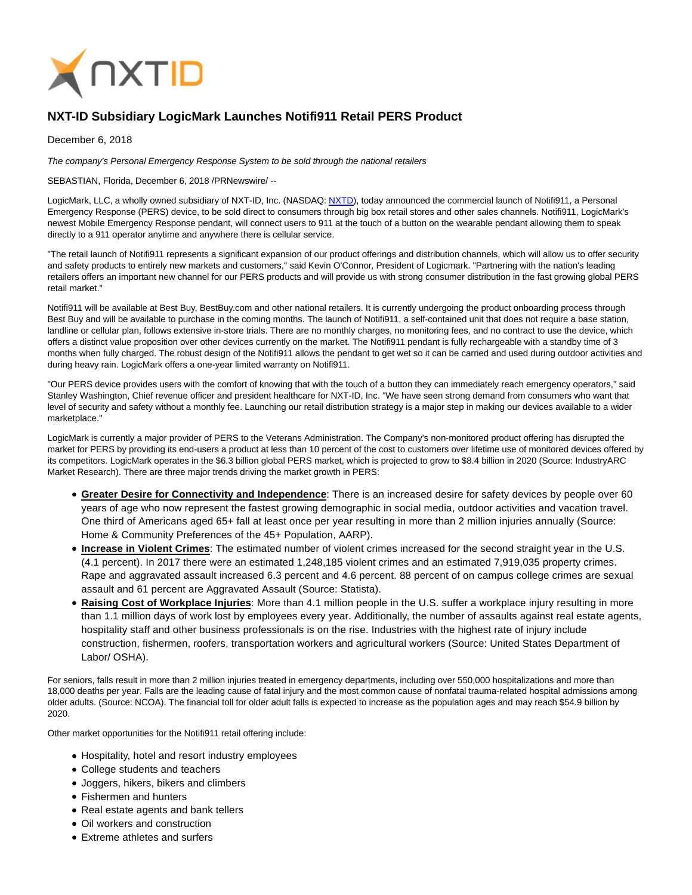NXTID

# NXT-ID Subsidiary LogicMark Launches Notifi911 Retail PERS Product

December 6, 2018

*The company's Personal Emergency Response System to be sold through the national retailers*

SEBASTIAN, Florida, December 6, 2018 /PRNewswire/ --

LogicMark, LLC, a wholly owned subsidiary of NXT-ID, Inc. (NASDAQ: NXTD), today announced the commercial launch of Notifi911, a Personal Emergency Response (PERS) device, to be sold direct to consumers through big box retail stores and other sales channels. Notifi911, LogicMark's newest Mobile Emergency Response pendant, will connect users to 911 at the touch of a button on the wearable pendant allowing them to speak directly to a 911 operator anytime and anywhere there is cellular service.

"The retail launch of Notifi911 represents a significant expansion of our product offerings and distribution channels, which will allow us to offer security and safety products to entirely new markets and customers," said Kevin O'Connor, President of Logicmark. "Partnering with the nation's leading retailers offers an important new channel for our PERS products and will provide us with strong consumer distribution in the fast growing global PERS retail market."

Notifi911 will be available at Best Buy, BestBuy.com and other national retailers. It is currently undergoing the product onboarding process through Best Buy and will be available to purchase in the coming months. The launch of Notifi911, a self-contained unit that does not require a base station, landline or cellular plan, follows extensive in-store trials. There are no monthly charges, no monitoring fees, and no contract to use the device, which offers a distinct value proposition over other devices currently on the market. The Notifi911 pendant is fully rechargeable with a standby time of 3 months when fully charged. The robust design of the Notifi911 allows the pendant to get wet so it can be carried and used during outdoor activities and during heavy rain. LogicMark offers a one-year limited warranty on Notifi911.

"Our PERS device provides users with the comfort of knowing that with the touch of a button they can immediately reach emergency operators," said Stanley Washington, Chief revenue officer and president healthcare for NXT-ID, Inc. "We have seen strong demand from consumers who want that level of security and safety without a monthly fee. Launching our retail distribution strategy is a major step in making our devices available to a wider marketplace."

LogicMark is currently a major provider of PERS to the Veterans Administration. The Company's non-monitored product offering has disrupted the market for PERS by providing its end-users a product at less than 10 percent of the cost to customers over lifetime use of monitored devices offered by its competitors. LogicMark operates in the $6.3 billion global PERS market, which is projected to grow to $8.4 billion in 2020 (Source: IndustryARC Market Research). There are three major trends driving the market growth in PERS:

- **Greater Desire for Connectivity and Independence**: There is an increased desire for safety devices by people over 60 years of age who now represent the fastest growing demographic in social media, outdoor activities and vacation travel. One third of Americans aged 65+ fall at least once per year resulting in more than 2 million injuries annually (Source: Home & Community Preferences of the 45+ Population, AARP).
- **Increase in Violent Crimes**: The estimated number of violent crimes increased for the second straight year in the U.S. (4.1 percent). In 2017 there were an estimated 1,248,185 violent crimes and an estimated 7,919,035 property crimes. Rape and aggravated assault increased 6.3 percent and 4.6 percent. 88 percent of on campus college crimes are sexual assault and 61 percent are Aggravated Assault (Source: Statista).
- **Raising Cost of Workplace Injuries**: More than 4.1 million people in the U.S. suffer a workplace injury resulting in more than 1.1 million days of work lost by employees every year. Additionally, the number of assaults against real estate agents, hospitality staff and other business professionals is on the rise. Industries with the highest rate of injury include construction, fishermen, roofers, transportation workers and agricultural workers (Source: United States Department of Labor/ OSHA).

For seniors, falls result in more than 2 million injuries treated in emergency departments, including over 550,000 hospitalizations and more than 18,000 deaths per year. Falls are the leading cause of fatal injury and the most common cause of nonfatal trauma-related hospital admissions among older adults. (Source: NCOA). The financial toll for older adult falls is expected to increase as the population ages and may reach $54.9 billion by 2020.

Other market opportunities for the Notifi911 retail offering include:

- Hospitality, hotel and resort industry employees
- College students and teachers
- Joggers, hikers, bikers and climbers
- Fishermen and hunters
- Real estate agents and bank tellers
- Oil workers and construction
- Extreme athletes and surfers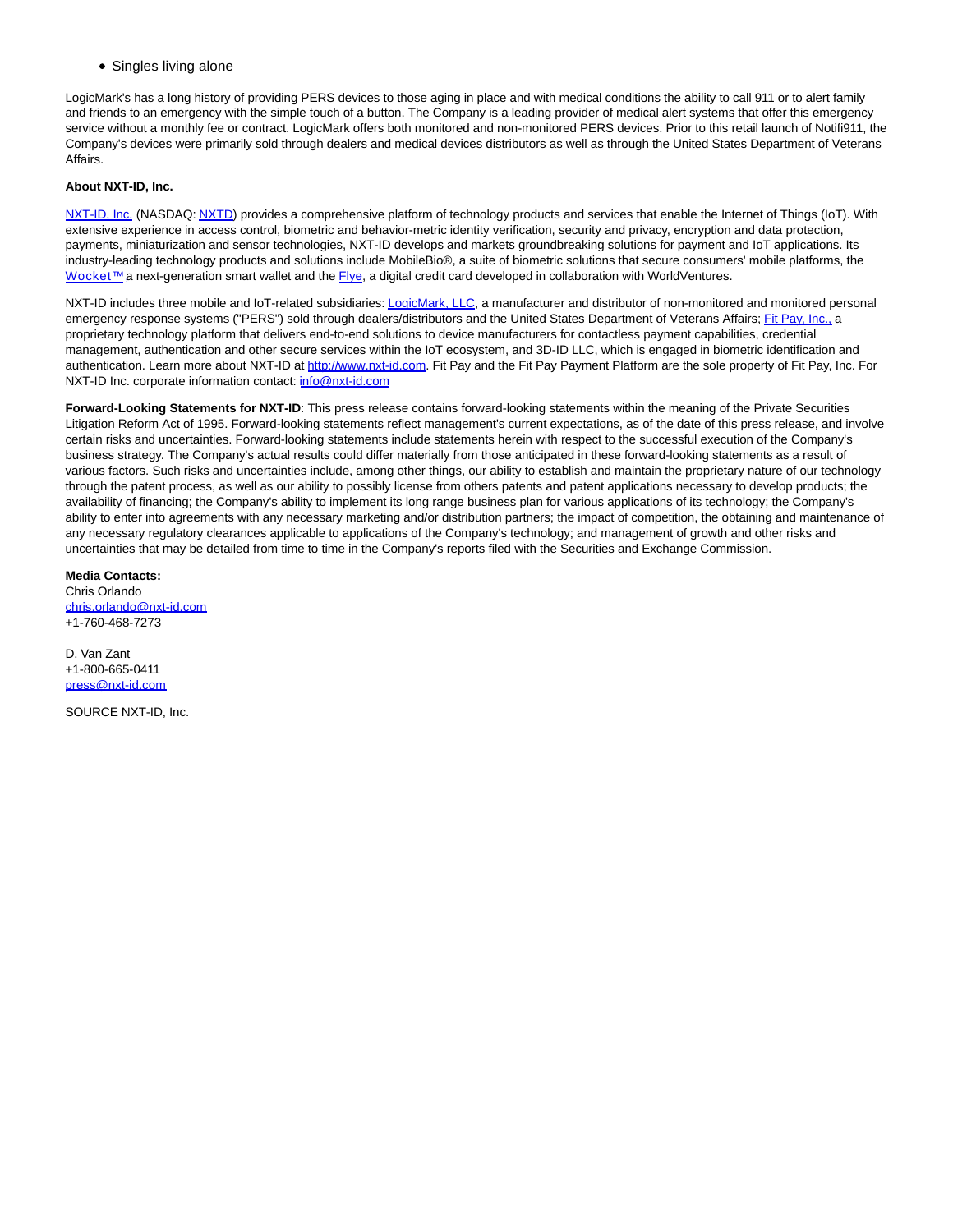- Singles living alone

LogicMark's has a long history of providing PERS devices to those aging in place and with medical conditions the ability to call 911 or to alert family and friends to an emergency with the simple touch of a button. The Company is a leading provider of medical alert systems that offer this emergency service without a monthly fee or contract. LogicMark offers both monitored and non-monitored PERS devices. Prior to this retail launch of Notifi911, the Company's devices were primarily sold through dealers and medical devices distributors as well as through the United States Department of Veterans Affairs.

**About NXT-ID, Inc.**

NXT-ID, Inc. (NASDAQ: NXTD) provides a comprehensive platform of technology products and services that enable the Internet of Things (IoT). With extensive experience in access control, biometric and behavior-metric identity verification, security and privacy, encryption and data protection, payments, miniaturization and sensor technologies, NXT-ID develops and markets groundbreaking solutions for payment and IoT applications. Its industry-leading technology products and solutions include MobileBio®, a suite of biometric solutions that secure consumers' mobile platforms, the Wocket™ a next-generation smart wallet and the Flye, a digital credit card developed in collaboration with WorldVentures.

NXT-ID includes three mobile and IoT-related subsidiaries: LogicMark, LLC, a manufacturer and distributor of non-monitored and monitored personal emergency response systems ("PERS") sold through dealers/distributors and the United States Department of Veterans Affairs; Fit Pay, Inc., a proprietary technology platform that delivers end-to-end solutions to device manufacturers for contactless payment capabilities, credential management, authentication and other secure services within the IoT ecosystem, and 3D-ID LLC, which is engaged in biometric identification and authentication. Learn more about NXT-ID at http://www.nxt-id.com. Fit Pay and the Fit Pay Payment Platform are the sole property of Fit Pay, Inc. For NXT-ID Inc. corporate information contact: info@nxt-id.com

**Forward-Looking Statements for NXT-ID**: This press release contains forward-looking statements within the meaning of the Private Securities Litigation Reform Act of 1995. Forward-looking statements reflect management's current expectations, as of the date of this press release, and involve certain risks and uncertainties. Forward-looking statements include statements herein with respect to the successful execution of the Company's business strategy. The Company's actual results could differ materially from those anticipated in these forward-looking statements as a result of various factors. Such risks and uncertainties include, among other things, our ability to establish and maintain the proprietary nature of our technology through the patent process, as well as our ability to possibly license from others patents and patent applications necessary to develop products; the availability of financing; the Company's ability to implement its long range business plan for various applications of its technology; the Company's ability to enter into agreements with any necessary marketing and/or distribution partners; the impact of competition, the obtaining and maintenance of any necessary regulatory clearances applicable to applications of the Company's technology; and management of growth and other risks and uncertainties that may be detailed from time to time in the Company's reports filed with the Securities and Exchange Commission.

**Media Contacts:**
Chris Orlando
chris.orlando@nxt-id.com
+1-760-468-7273

D. Van Zant
+1-800-665-0411
press@nxt-id.com

SOURCE NXT-ID, Inc.